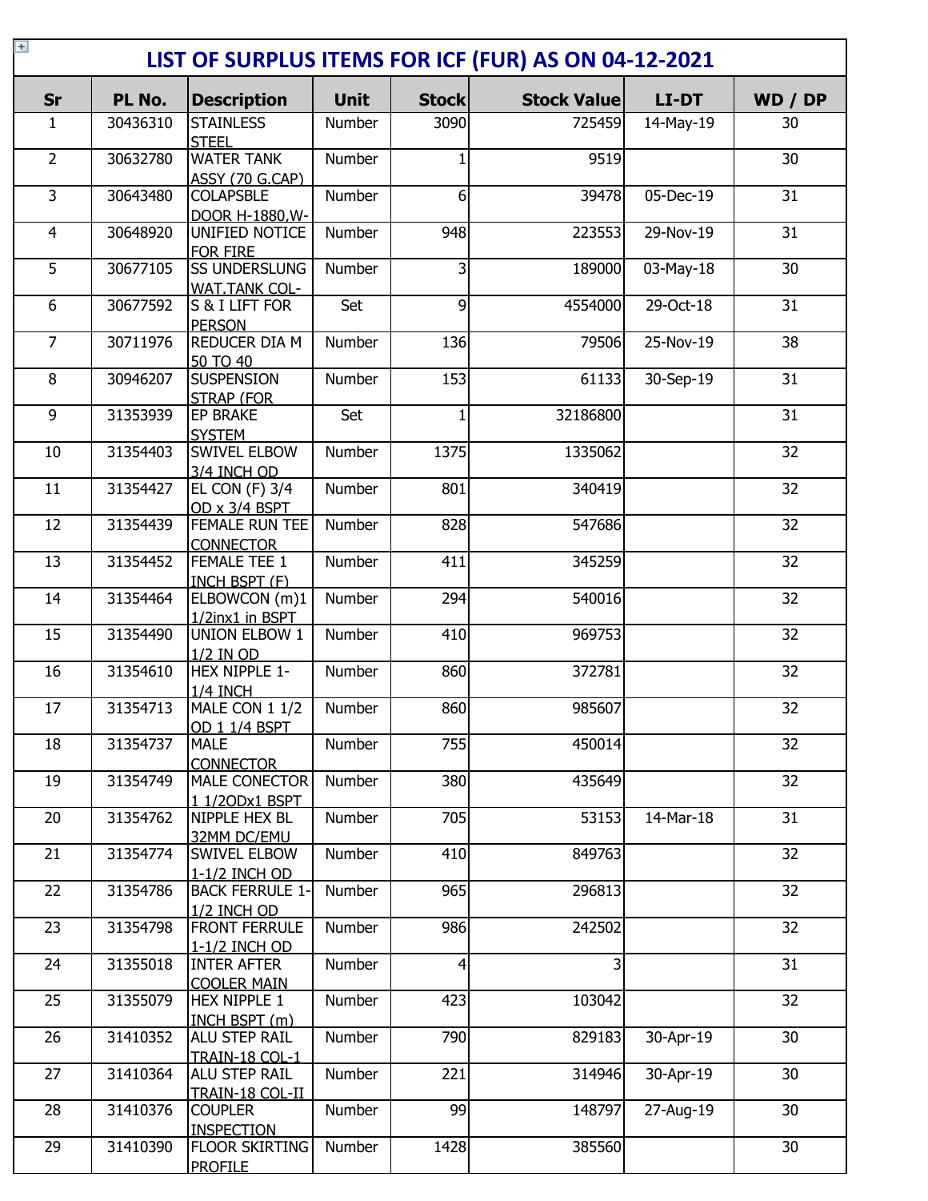# LIST OF SURPLUS ITEMS FOR ICF (FUR) AS ON 04-12-2021

| Sr | PL No. | Description | Unit | Stock | Stock Value | LI-DT | WD / DP |
|---|---|---|---|---|---|---|---|
| 1 | 30436310 | STAINLESS STEEL | Number | 3090 | 725459 | 14-May-19 | 30 |
| 2 | 30632780 | WATER TANK ASSY (70 G.CAP) | Number | 1 | 9519 | | 30 |
| 3 | 30643480 | COLAPSBLE DOOR H-1880,W- | Number | 6 | 39478 | 05-Dec-19 | 31 |
| 4 | 30648920 | UNIFIED NOTICE FOR FIRE | Number | 948 | 223553 | 29-Nov-19 | 31 |
| 5 | 30677105 | SS UNDERSLUNG WAT.TANK COL- | Number | 3 | 189000 | 03-May-18 | 30 |
| 6 | 30677592 | S & I LIFT FOR PERSON | Set | 9 | 4554000 | 29-Oct-18 | 31 |
| 7 | 30711976 | REDUCER DIA M 50 TO 40 | Number | 136 | 79506 | 25-Nov-19 | 38 |
| 8 | 30946207 | SUSPENSION STRAP (FOR | Number | 153 | 61133 | 30-Sep-19 | 31 |
| 9 | 31353939 | EP BRAKE SYSTEM | Set | 1 | 32186800 | | 31 |
| 10 | 31354403 | SWIVEL ELBOW 3/4 INCH OD | Number | 1375 | 1335062 | | 32 |
| 11 | 31354427 | EL CON (F) 3/4 OD x 3/4 BSPT | Number | 801 | 340419 | | 32 |
| 12 | 31354439 | FEMALE RUN TEE CONNECTOR | Number | 828 | 547686 | | 32 |
| 13 | 31354452 | FEMALE TEE 1 INCH BSPT (F) | Number | 411 | 345259 | | 32 |
| 14 | 31354464 | ELBOWCON (m)1 1/2inx1 in BSPT | Number | 294 | 540016 | | 32 |
| 15 | 31354490 | UNION ELBOW 1 1/2 IN OD | Number | 410 | 969753 | | 32 |
| 16 | 31354610 | HEX NIPPLE 1-1/4 INCH | Number | 860 | 372781 | | 32 |
| 17 | 31354713 | MALE CON 1 1/2 OD 1 1/4 BSPT | Number | 860 | 985607 | | 32 |
| 18 | 31354737 | MALE CONNECTOR | Number | 755 | 450014 | | 32 |
| 19 | 31354749 | MALE CONECTOR 1 1/2ODx1 BSPT | Number | 380 | 435649 | | 32 |
| 20 | 31354762 | NIPPLE HEX BL 32MM DC/EMU | Number | 705 | 53153 | 14-Mar-18 | 31 |
| 21 | 31354774 | SWIVEL ELBOW 1-1/2 INCH OD | Number | 410 | 849763 | | 32 |
| 22 | 31354786 | BACK FERRULE 1-1/2 INCH OD | Number | 965 | 296813 | | 32 |
| 23 | 31354798 | FRONT FERRULE 1-1/2 INCH OD | Number | 986 | 242502 | | 32 |
| 24 | 31355018 | INTER AFTER COOLER MAIN | Number | 4 | 3 | | 31 |
| 25 | 31355079 | HEX NIPPLE 1 INCH BSPT (m) | Number | 423 | 103042 | | 32 |
| 26 | 31410352 | ALU STEP RAIL TRAIN-18 COL-1 | Number | 790 | 829183 | 30-Apr-19 | 30 |
| 27 | 31410364 | ALU STEP RAIL TRAIN-18 COL-II | Number | 221 | 314946 | 30-Apr-19 | 30 |
| 28 | 31410376 | COUPLER INSPECTION | Number | 99 | 148797 | 27-Aug-19 | 30 |
| 29 | 31410390 | FLOOR SKIRTING PROFILE | Number | 1428 | 385560 | | 30 |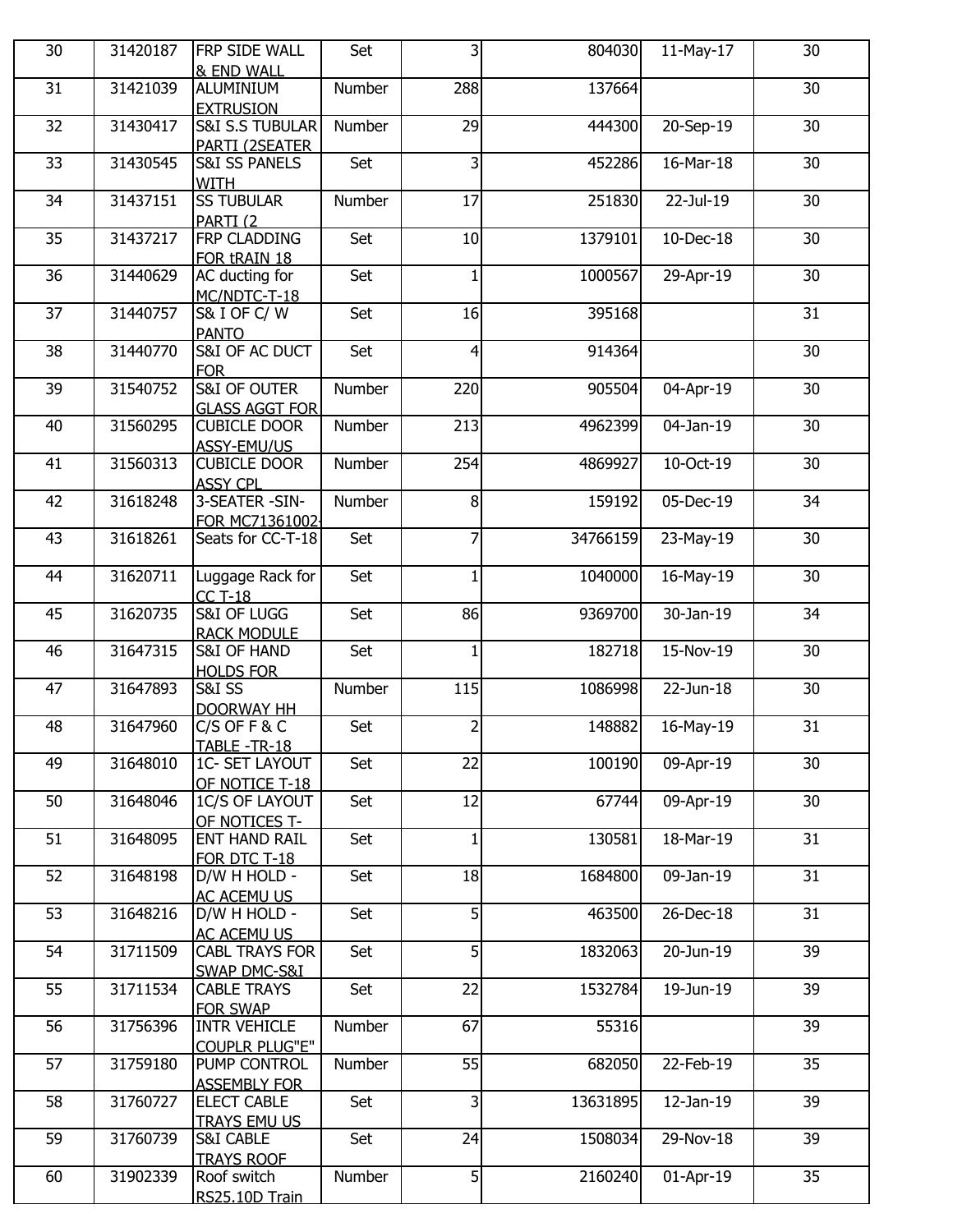| | | | | | | | |
|---|---|---|---|---|---|---|---|
| 30 | 31420187 | FRP SIDE WALL & END WALL | Set | 3 | 804030 | 11-May-17 | 30 |
| 31 | 31421039 | ALUMINIUM EXTRUSION | Number | 288 | 137664 | | 30 |
| 32 | 31430417 | S&I S.S TUBULAR PARTI (2SEATER | Number | 29 | 444300 | 20-Sep-19 | 30 |
| 33 | 31430545 | S&I SS PANELS WITH | Set | 3 | 452286 | 16-Mar-18 | 30 |
| 34 | 31437151 | SS TUBULAR PARTI (2 | Number | 17 | 251830 | 22-Jul-19 | 30 |
| 35 | 31437217 | FRP CLADDING FOR tRAIN 18 | Set | 10 | 1379101 | 10-Dec-18 | 30 |
| 36 | 31440629 | AC ducting for MC/NDTC-T-18 | Set | 1 | 1000567 | 29-Apr-19 | 30 |
| 37 | 31440757 | S& I OF C/ W PANTO | Set | 16 | 395168 | | 31 |
| 38 | 31440770 | S&I OF AC DUCT FOR | Set | 4 | 914364 | | 30 |
| 39 | 31540752 | S&I OF OUTER GLASS AGGT FOR | Number | 220 | 905504 | 04-Apr-19 | 30 |
| 40 | 31560295 | CUBICLE DOOR ASSY-EMU/US | Number | 213 | 4962399 | 04-Jan-19 | 30 |
| 41 | 31560313 | CUBICLE DOOR ASSY CPL | Number | 254 | 4869927 | 10-Oct-19 | 30 |
| 42 | 31618248 | 3-SEATER -SIN-FOR MC71361002- | Number | 8 | 159192 | 05-Dec-19 | 34 |
| 43 | 31618261 | Seats for CC-T-18 | Set | 7 | 34766159 | 23-May-19 | 30 |
| 44 | 31620711 | Luggage Rack for CC T-18 | Set | 1 | 1040000 | 16-May-19 | 30 |
| 45 | 31620735 | S&I OF LUGG RACK MODULE | Set | 86 | 9369700 | 30-Jan-19 | 34 |
| 46 | 31647315 | S&I OF HAND HOLDS FOR | Set | 1 | 182718 | 15-Nov-19 | 30 |
| 47 | 31647893 | S&I SS DOORWAY HH | Number | 115 | 1086998 | 22-Jun-18 | 30 |
| 48 | 31647960 | C/S OF F & C TABLE -TR-18 | Set | 2 | 148882 | 16-May-19 | 31 |
| 49 | 31648010 | 1C- SET LAYOUT OF NOTICE T-18 | Set | 22 | 100190 | 09-Apr-19 | 30 |
| 50 | 31648046 | 1C/S OF LAYOUT OF NOTICES T- | Set | 12 | 67744 | 09-Apr-19 | 30 |
| 51 | 31648095 | ENT HAND RAIL FOR DTC T-18 | Set | 1 | 130581 | 18-Mar-19 | 31 |
| 52 | 31648198 | D/W H HOLD - AC ACEMU US | Set | 18 | 1684800 | 09-Jan-19 | 31 |
| 53 | 31648216 | D/W H HOLD - AC ACEMU US | Set | 5 | 463500 | 26-Dec-18 | 31 |
| 54 | 31711509 | CABL TRAYS FOR SWAP DMC-S&I | Set | 5 | 1832063 | 20-Jun-19 | 39 |
| 55 | 31711534 | CABLE TRAYS FOR SWAP | Set | 22 | 1532784 | 19-Jun-19 | 39 |
| 56 | 31756396 | INTR VEHICLE COUPLR PLUG"E" | Number | 67 | 55316 | | 39 |
| 57 | 31759180 | PUMP CONTROL ASSEMBLY FOR | Number | 55 | 682050 | 22-Feb-19 | 35 |
| 58 | 31760727 | ELECT CABLE TRAYS EMU US | Set | 3 | 13631895 | 12-Jan-19 | 39 |
| 59 | 31760739 | S&I CABLE TRAYS ROOF | Set | 24 | 1508034 | 29-Nov-18 | 39 |
| 60 | 31902339 | Roof switch RS25.10D Train | Number | 5 | 2160240 | 01-Apr-19 | 35 |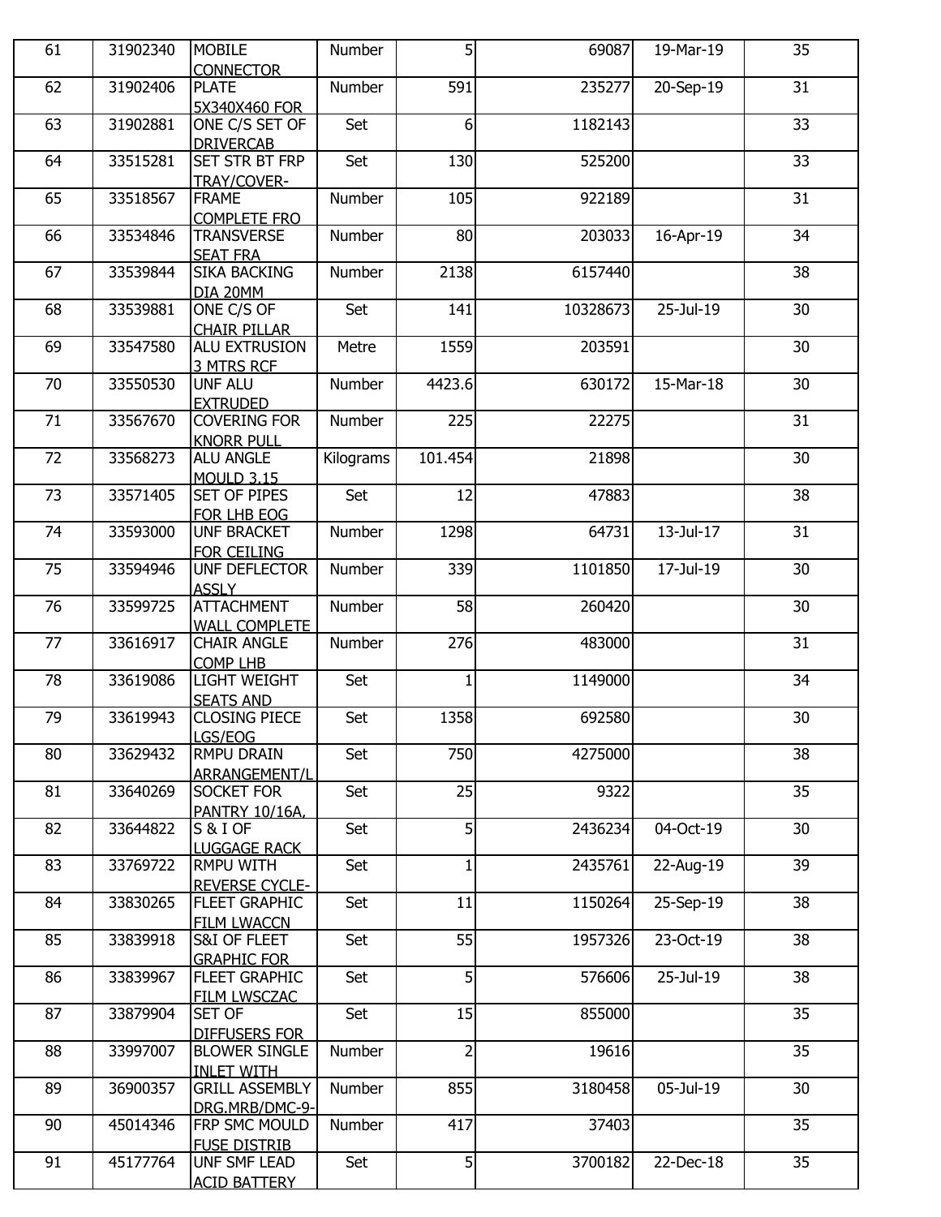| | | | | | | | |
|---|---|---|---|---|---|---|---|
| 61 | 31902340 | MOBILE CONNECTOR | Number | 5 | 69087 | 19-Mar-19 | 35 |
| 62 | 31902406 | PLATE 5X340X460 FOR | Number | 591 | 235277 | 20-Sep-19 | 31 |
| 63 | 31902881 | ONE C/S SET OF DRIVERCAB | Set | 6 | 1182143 | | 33 |
| 64 | 33515281 | SET STR BT FRP TRAY/COVER- | Set | 130 | 525200 | | 33 |
| 65 | 33518567 | FRAME COMPLETE FRO | Number | 105 | 922189 | | 31 |
| 66 | 33534846 | TRANSVERSE SEAT FRA | Number | 80 | 203033 | 16-Apr-19 | 34 |
| 67 | 33539844 | SIKA BACKING DIA 20MM | Number | 2138 | 6157440 | | 38 |
| 68 | 33539881 | ONE C/S OF CHAIR PILLAR | Set | 141 | 10328673 | 25-Jul-19 | 30 |
| 69 | 33547580 | ALU EXTRUSION 3 MTRS RCF | Metre | 1559 | 203591 | | 30 |
| 70 | 33550530 | UNF ALU EXTRUDED | Number | 4423.6 | 630172 | 15-Mar-18 | 30 |
| 71 | 33567670 | COVERING FOR KNORR PULL | Number | 225 | 22275 | | 31 |
| 72 | 33568273 | ALU ANGLE MOULD 3.15 | Kilograms | 101.454 | 21898 | | 30 |
| 73 | 33571405 | SET OF PIPES FOR LHB EOG | Set | 12 | 47883 | | 38 |
| 74 | 33593000 | UNF BRACKET FOR CEILING | Number | 1298 | 64731 | 13-Jul-17 | 31 |
| 75 | 33594946 | UNF DEFLECTOR ASSLY | Number | 339 | 1101850 | 17-Jul-19 | 30 |
| 76 | 33599725 | ATTACHMENT WALL COMPLETE | Number | 58 | 260420 | | 30 |
| 77 | 33616917 | CHAIR ANGLE COMP LHB | Number | 276 | 483000 | | 31 |
| 78 | 33619086 | LIGHT WEIGHT SEATS AND | Set | 1 | 1149000 | | 34 |
| 79 | 33619943 | CLOSING PIECE LGS/EOG | Set | 1358 | 692580 | | 30 |
| 80 | 33629432 | RMPU DRAIN ARRANGEMENT/L | Set | 750 | 4275000 | | 38 |
| 81 | 33640269 | SOCKET FOR PANTRY 10/16A, | Set | 25 | 9322 | | 35 |
| 82 | 33644822 | S & I OF LUGGAGE RACK | Set | 5 | 2436234 | 04-Oct-19 | 30 |
| 83 | 33769722 | RMPU WITH REVERSE CYCLE- | Set | 1 | 2435761 | 22-Aug-19 | 39 |
| 84 | 33830265 | FLEET GRAPHIC FILM LWACCN | Set | 11 | 1150264 | 25-Sep-19 | 38 |
| 85 | 33839918 | S&I OF FLEET GRAPHIC FOR | Set | 55 | 1957326 | 23-Oct-19 | 38 |
| 86 | 33839967 | FLEET GRAPHIC FILM LWSCZAC | Set | 5 | 576606 | 25-Jul-19 | 38 |
| 87 | 33879904 | SET OF DIFFUSERS FOR | Set | 15 | 855000 | | 35 |
| 88 | 33997007 | BLOWER SINGLE INLET WITH | Number | 2 | 19616 | | 35 |
| 89 | 36900357 | GRILL ASSEMBLY DRG.MRB/DMC-9- | Number | 855 | 3180458 | 05-Jul-19 | 30 |
| 90 | 45014346 | FRP SMC MOULD FUSE DISTRIB | Number | 417 | 37403 | | 35 |
| 91 | 45177764 | UNF SMF LEAD ACID BATTERY | Set | 5 | 3700182 | 22-Dec-18 | 35 |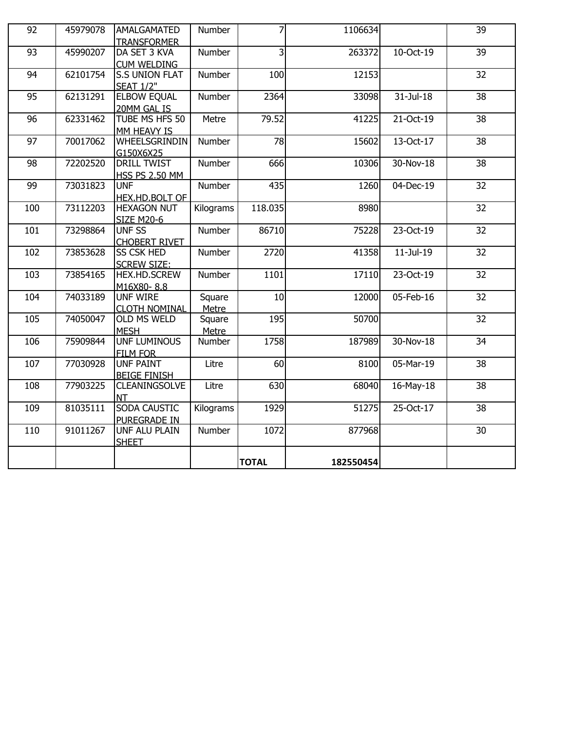| | | | | | | | |
|---|---|---|---|---|---|---|---|
| 92 | 45979078 | AMALGAMATED TRANSFORMER | Number | 7 | 1106634 | | 39 |
| 93 | 45990207 | DA SET 3 KVA CUM WELDING | Number | 3 | 263372 | 10-Oct-19 | 39 |
| 94 | 62101754 | S.S UNION FLAT SEAT 1/2" | Number | 100 | 12153 | | 32 |
| 95 | 62131291 | ELBOW EQUAL 20MM GAL IS | Number | 2364 | 33098 | 31-Jul-18 | 38 |
| 96 | 62331462 | TUBE MS HFS 50 MM HEAVY IS | Metre | 79.52 | 41225 | 21-Oct-19 | 38 |
| 97 | 70017062 | WHEELSGRINDING150X6X25 | Number | 78 | 15602 | 13-Oct-17 | 38 |
| 98 | 72202520 | DRILL TWIST HSS PS 2.50 MM | Number | 666 | 10306 | 30-Nov-18 | 38 |
| 99 | 73031823 | UNF HEX.HD.BOLT OF | Number | 435 | 1260 | 04-Dec-19 | 32 |
| 100 | 73112203 | HEXAGON NUT SIZE M20-6 | Kilograms | 118.035 | 8980 | | 32 |
| 101 | 73298864 | UNF SS CHOBERT RIVET | Number | 86710 | 75228 | 23-Oct-19 | 32 |
| 102 | 73853628 | SS CSK HED SCREW SIZE: | Number | 2720 | 41358 | 11-Jul-19 | 32 |
| 103 | 73854165 | HEX.HD.SCREW M16X80- 8.8 | Number | 1101 | 17110 | 23-Oct-19 | 32 |
| 104 | 74033189 | UNF WIRE CLOTH NOMINAL | Square Metre | 10 | 12000 | 05-Feb-16 | 32 |
| 105 | 74050047 | OLD MS WELD MESH | Square Metre | 195 | 50700 | | 32 |
| 106 | 75909844 | UNF LUMINOUS FILM FOR | Number | 1758 | 187989 | 30-Nov-18 | 34 |
| 107 | 77030928 | UNF PAINT BEIGE FINISH | Litre | 60 | 8100 | 05-Mar-19 | 38 |
| 108 | 77903225 | CLEANINGSOLVENT | Litre | 630 | 68040 | 16-May-18 | 38 |
| 109 | 81035111 | SODA CAUSTIC PUREGRADE IN | Kilograms | 1929 | 51275 | 25-Oct-17 | 38 |
| 110 | 91011267 | UNF ALU PLAIN SHEET | Number | 1072 | 877968 | | 30 |
| | | | | **TOTAL** | **182550454** | | |